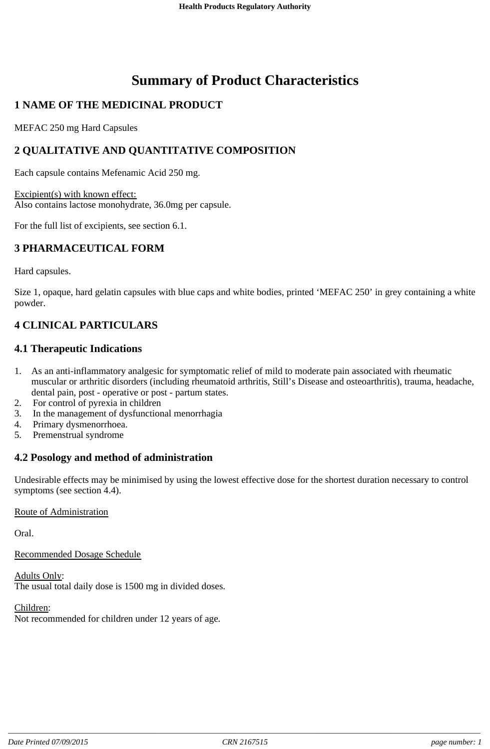# Summary of Product Characteristics

## 1 NAME OF THE MEDICINAL PRODUCT

MEFAC 250 mg Hard Capsules

## 2 QUALITATIVE AND QUANTITATIVE COMPOSITION

Each capsule contains Mefenamic Acid 250 mg.

Excipient(s) with known effect:
Also contains lactose monohydrate, 36.0mg per capsule.

For the full list of excipients, see section 6.1.

## 3 PHARMACEUTICAL FORM

Hard capsules.

Size 1, opaque, hard gelatin capsules with blue caps and white bodies, printed 'MEFAC 250' in grey containing a white powder.

## 4 CLINICAL PARTICULARS

### 4.1 Therapeutic Indications

1. As an anti-inflammatory analgesic for symptomatic relief of mild to moderate pain associated with rheumatic muscular or arthritic disorders (including rheumatoid arthritis, Still's Disease and osteoarthritis), trauma, headache, dental pain, post - operative or post - partum states.
2. For control of pyrexia in children
3. In the management of dysfunctional menorrhagia
4. Primary dysmenorrhoea.
5. Premenstrual syndrome

### 4.2 Posology and method of administration

Undesirable effects may be minimised by using the lowest effective dose for the shortest duration necessary to control symptoms (see section 4.4).

Route of Administration

Oral.

Recommended Dosage Schedule

Adults Only:
The usual total daily dose is 1500 mg in divided doses.

Children:
Not recommended for children under 12 years of age.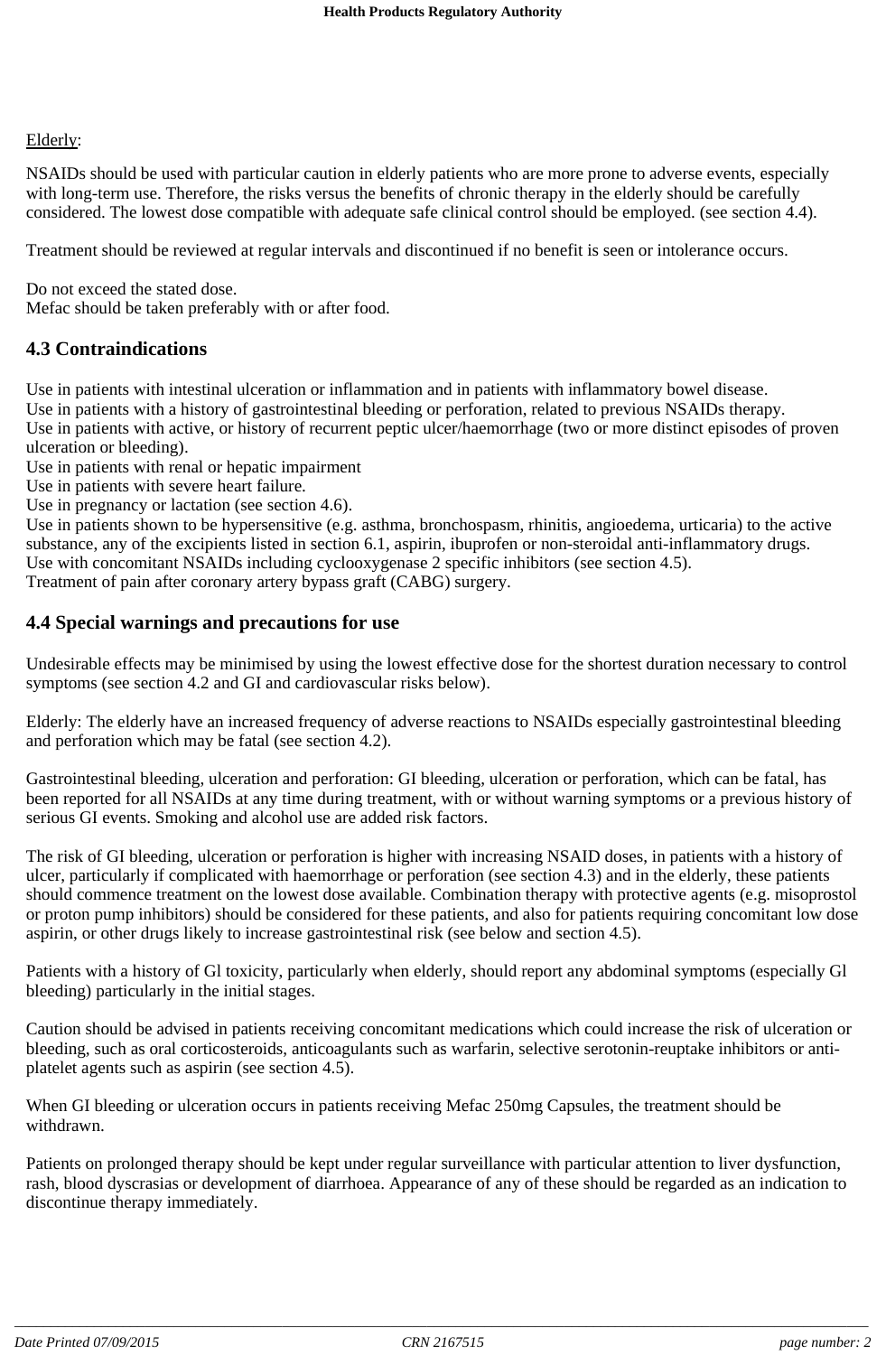Elderly:

NSAIDs should be used with particular caution in elderly patients who are more prone to adverse events, especially with long-term use. Therefore, the risks versus the benefits of chronic therapy in the elderly should be carefully considered. The lowest dose compatible with adequate safe clinical control should be employed. (see section 4.4).

Treatment should be reviewed at regular intervals and discontinued if no benefit is seen or intolerance occurs.

Do not exceed the stated dose.
Mefac should be taken preferably with or after food.

## 4.3 Contraindications

Use in patients with intestinal ulceration or inflammation and in patients with inflammatory bowel disease.
Use in patients with a history of gastrointestinal bleeding or perforation, related to previous NSAIDs therapy.
Use in patients with active, or history of recurrent peptic ulcer/haemorrhage (two or more distinct episodes of proven ulceration or bleeding).
Use in patients with renal or hepatic impairment
Use in patients with severe heart failure.
Use in pregnancy or lactation (see section 4.6).
Use in patients shown to be hypersensitive (e.g. asthma, bronchospasm, rhinitis, angioedema, urticaria) to the active substance, any of the excipients listed in section 6.1, aspirin, ibuprofen or non-steroidal anti-inflammatory drugs.
Use with concomitant NSAIDs including cyclooxygenase 2 specific inhibitors (see section 4.5).
Treatment of pain after coronary artery bypass graft (CABG) surgery.

## 4.4 Special warnings and precautions for use

Undesirable effects may be minimised by using the lowest effective dose for the shortest duration necessary to control symptoms (see section 4.2 and GI and cardiovascular risks below).

Elderly: The elderly have an increased frequency of adverse reactions to NSAIDs especially gastrointestinal bleeding and perforation which may be fatal (see section 4.2).

Gastrointestinal bleeding, ulceration and perforation: GI bleeding, ulceration or perforation, which can be fatal, has been reported for all NSAIDs at any time during treatment, with or without warning symptoms or a previous history of serious GI events. Smoking and alcohol use are added risk factors.

The risk of GI bleeding, ulceration or perforation is higher with increasing NSAID doses, in patients with a history of ulcer, particularly if complicated with haemorrhage or perforation (see section 4.3) and in the elderly, these patients should commence treatment on the lowest dose available. Combination therapy with protective agents (e.g. misoprostol or proton pump inhibitors) should be considered for these patients, and also for patients requiring concomitant low dose aspirin, or other drugs likely to increase gastrointestinal risk (see below and section 4.5).

Patients with a history of Gl toxicity, particularly when elderly, should report any abdominal symptoms (especially Gl bleeding) particularly in the initial stages.

Caution should be advised in patients receiving concomitant medications which could increase the risk of ulceration or bleeding, such as oral corticosteroids, anticoagulants such as warfarin, selective serotonin-reuptake inhibitors or anti-platelet agents such as aspirin (see section 4.5).

When GI bleeding or ulceration occurs in patients receiving Mefac 250mg Capsules, the treatment should be withdrawn.

Patients on prolonged therapy should be kept under regular surveillance with particular attention to liver dysfunction, rash, blood dyscrasias or development of diarrhoea. Appearance of any of these should be regarded as an indication to discontinue therapy immediately.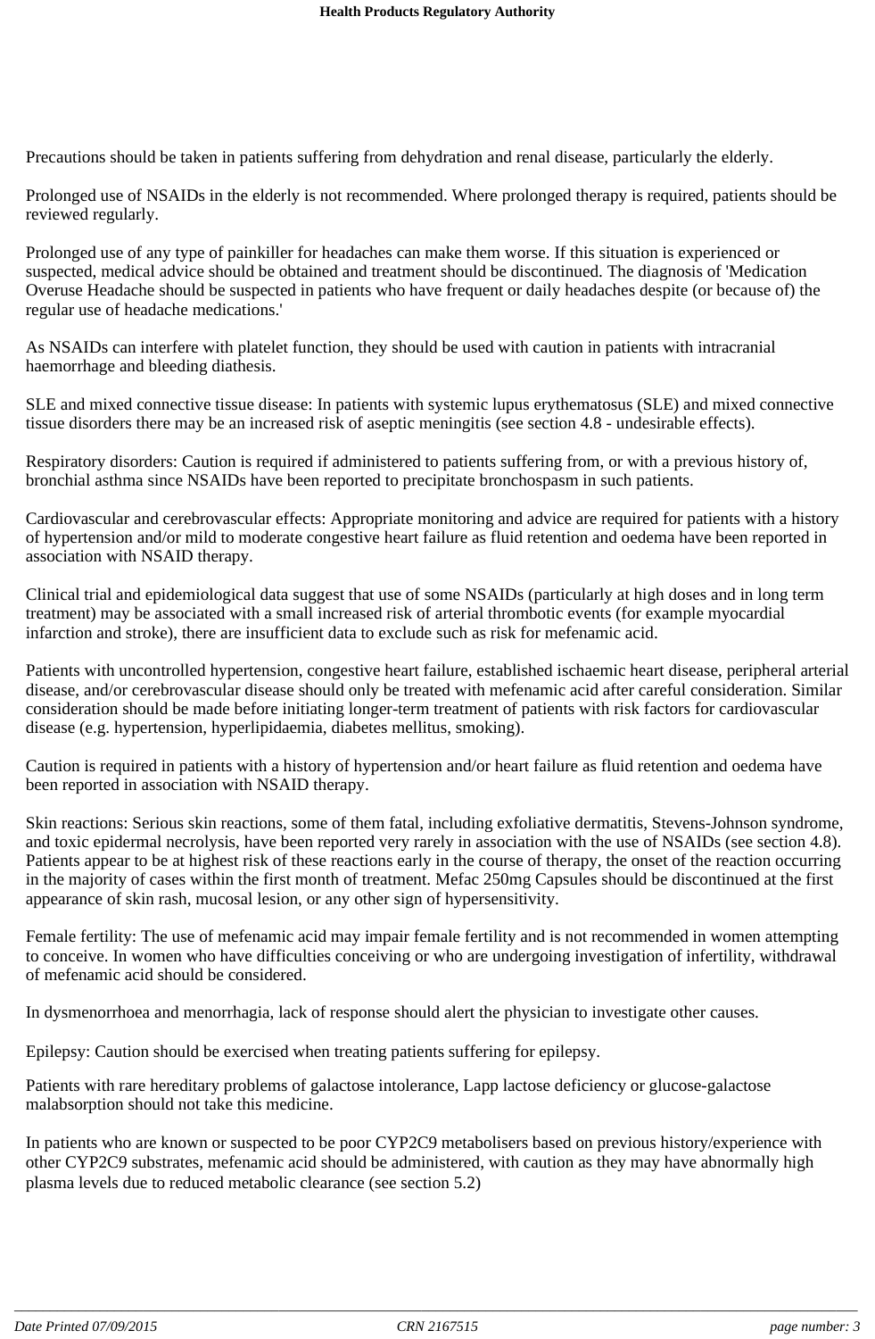Precautions should be taken in patients suffering from dehydration and renal disease, particularly the elderly.

Prolonged use of NSAIDs in the elderly is not recommended. Where prolonged therapy is required, patients should be reviewed regularly.

Prolonged use of any type of painkiller for headaches can make them worse. If this situation is experienced or suspected, medical advice should be obtained and treatment should be discontinued. The diagnosis of 'Medication Overuse Headache should be suspected in patients who have frequent or daily headaches despite (or because of) the regular use of headache medications.'

As NSAIDs can interfere with platelet function, they should be used with caution in patients with intracranial haemorrhage and bleeding diathesis.

SLE and mixed connective tissue disease: In patients with systemic lupus erythematosus (SLE) and mixed connective tissue disorders there may be an increased risk of aseptic meningitis (see section 4.8 - undesirable effects).

Respiratory disorders: Caution is required if administered to patients suffering from, or with a previous history of, bronchial asthma since NSAIDs have been reported to precipitate bronchospasm in such patients.

Cardiovascular and cerebrovascular effects: Appropriate monitoring and advice are required for patients with a history of hypertension and/or mild to moderate congestive heart failure as fluid retention and oedema have been reported in association with NSAID therapy.

Clinical trial and epidemiological data suggest that use of some NSAIDs (particularly at high doses and in long term treatment) may be associated with a small increased risk of arterial thrombotic events (for example myocardial infarction and stroke), there are insufficient data to exclude such as risk for mefenamic acid.

Patients with uncontrolled hypertension, congestive heart failure, established ischaemic heart disease, peripheral arterial disease, and/or cerebrovascular disease should only be treated with mefenamic acid after careful consideration. Similar consideration should be made before initiating longer-term treatment of patients with risk factors for cardiovascular disease (e.g. hypertension, hyperlipidaemia, diabetes mellitus, smoking).

Caution is required in patients with a history of hypertension and/or heart failure as fluid retention and oedema have been reported in association with NSAID therapy.

Skin reactions: Serious skin reactions, some of them fatal, including exfoliative dermatitis, Stevens-Johnson syndrome, and toxic epidermal necrolysis, have been reported very rarely in association with the use of NSAIDs (see section 4.8). Patients appear to be at highest risk of these reactions early in the course of therapy, the onset of the reaction occurring in the majority of cases within the first month of treatment. Mefac 250mg Capsules should be discontinued at the first appearance of skin rash, mucosal lesion, or any other sign of hypersensitivity.

Female fertility: The use of mefenamic acid may impair female fertility and is not recommended in women attempting to conceive. In women who have difficulties conceiving or who are undergoing investigation of infertility, withdrawal of mefenamic acid should be considered.

In dysmenorrhoea and menorrhagia, lack of response should alert the physician to investigate other causes.

Epilepsy: Caution should be exercised when treating patients suffering for epilepsy.

Patients with rare hereditary problems of galactose intolerance, Lapp lactose deficiency or glucose-galactose malabsorption should not take this medicine.

In patients who are known or suspected to be poor CYP2C9 metabolisers based on previous history/experience with other CYP2C9 substrates, mefenamic acid should be administered, with caution as they may have abnormally high plasma levels due to reduced metabolic clearance (see section 5.2)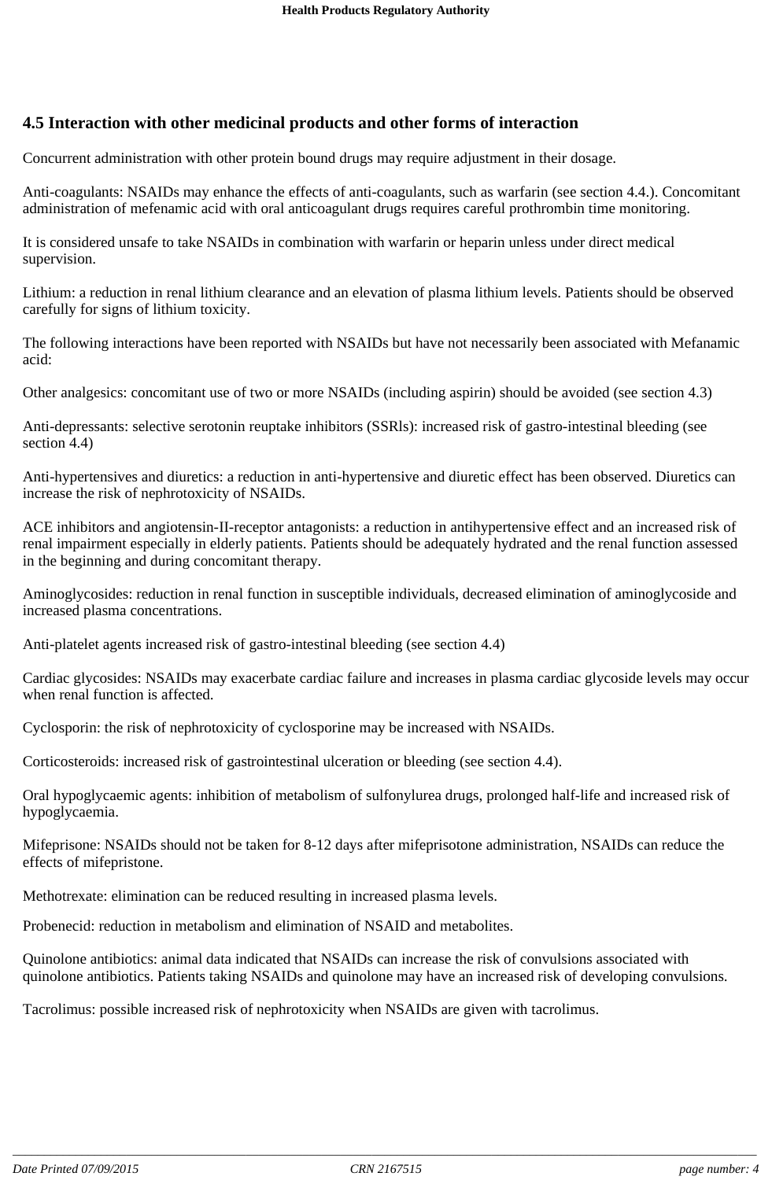## 4.5 Interaction with other medicinal products and other forms of interaction

Concurrent administration with other protein bound drugs may require adjustment in their dosage.

Anti-coagulants: NSAIDs may enhance the effects of anti-coagulants, such as warfarin (see section 4.4.). Concomitant administration of mefenamic acid with oral anticoagulant drugs requires careful prothrombin time monitoring.

It is considered unsafe to take NSAIDs in combination with warfarin or heparin unless under direct medical supervision.

Lithium: a reduction in renal lithium clearance and an elevation of plasma lithium levels. Patients should be observed carefully for signs of lithium toxicity.

The following interactions have been reported with NSAIDs but have not necessarily been associated with Mefanamic acid:

Other analgesics: concomitant use of two or more NSAIDs (including aspirin) should be avoided (see section 4.3)

Anti-depressants: selective serotonin reuptake inhibitors (SSRls): increased risk of gastro-intestinal bleeding (see section 4.4)

Anti-hypertensives and diuretics: a reduction in anti-hypertensive and diuretic effect has been observed. Diuretics can increase the risk of nephrotoxicity of NSAIDs.

ACE inhibitors and angiotensin-II-receptor antagonists: a reduction in antihypertensive effect and an increased risk of renal impairment especially in elderly patients. Patients should be adequately hydrated and the renal function assessed in the beginning and during concomitant therapy.

Aminoglycosides: reduction in renal function in susceptible individuals, decreased elimination of aminoglycoside and increased plasma concentrations.

Anti-platelet agents increased risk of gastro-intestinal bleeding (see section 4.4)

Cardiac glycosides: NSAIDs may exacerbate cardiac failure and increases in plasma cardiac glycoside levels may occur when renal function is affected.

Cyclosporin: the risk of nephrotoxicity of cyclosporine may be increased with NSAIDs.

Corticosteroids: increased risk of gastrointestinal ulceration or bleeding (see section 4.4).

Oral hypoglycaemic agents: inhibition of metabolism of sulfonylurea drugs, prolonged half-life and increased risk of hypoglycaemia.

Mifeprisone: NSAIDs should not be taken for 8-12 days after mifeprisotone administration, NSAIDs can reduce the effects of mifepristone.

Methotrexate: elimination can be reduced resulting in increased plasma levels.

Probenecid: reduction in metabolism and elimination of NSAID and metabolites.

Quinolone antibiotics: animal data indicated that NSAIDs can increase the risk of convulsions associated with quinolone antibiotics. Patients taking NSAIDs and quinolone may have an increased risk of developing convulsions.

Tacrolimus: possible increased risk of nephrotoxicity when NSAIDs are given with tacrolimus.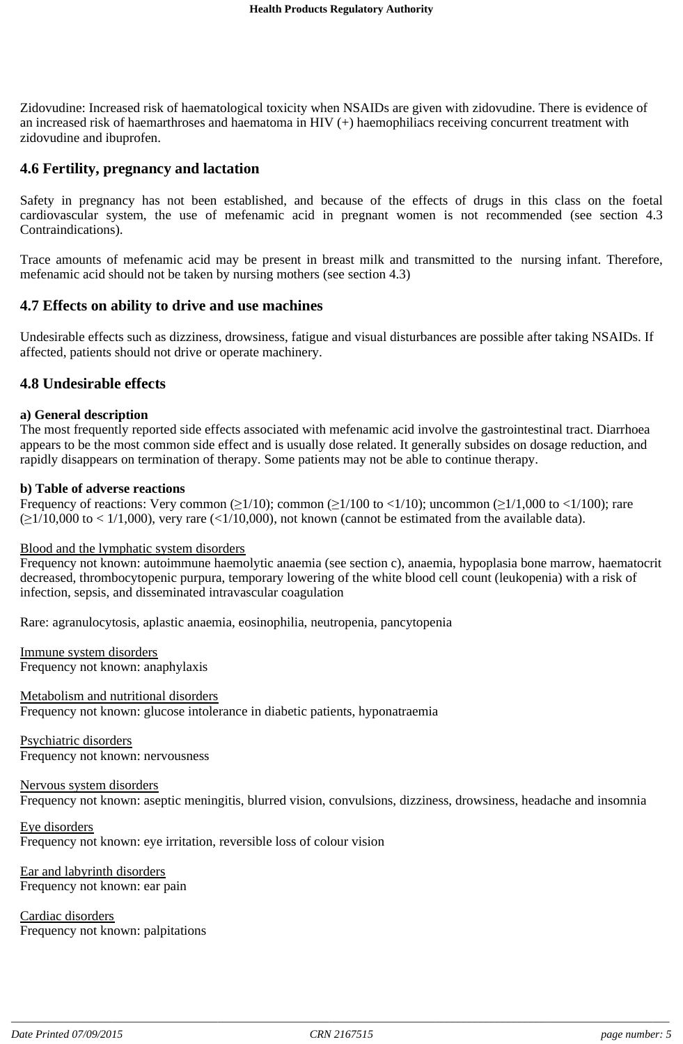Zidovudine: Increased risk of haematological toxicity when NSAIDs are given with zidovudine. There is evidence of an increased risk of haemarthroses and haematoma in HIV (+) haemophiliacs receiving concurrent treatment with zidovudine and ibuprofen.

## 4.6 Fertility, pregnancy and lactation

Safety in pregnancy has not been established, and because of the effects of drugs in this class on the foetal cardiovascular system, the use of mefenamic acid in pregnant women is not recommended (see section 4.3 Contraindications).

Trace amounts of mefenamic acid may be present in breast milk and transmitted to the nursing infant. Therefore, mefenamic acid should not be taken by nursing mothers (see section 4.3)

## 4.7 Effects on ability to drive and use machines

Undesirable effects such as dizziness, drowsiness, fatigue and visual disturbances are possible after taking NSAIDs. If affected, patients should not drive or operate machinery.

## 4.8 Undesirable effects

**a) General description**

The most frequently reported side effects associated with mefenamic acid involve the gastrointestinal tract. Diarrhoea appears to be the most common side effect and is usually dose related. It generally subsides on dosage reduction, and rapidly disappears on termination of therapy. Some patients may not be able to continue therapy.

**b) Table of adverse reactions**

Frequency of reactions: Very common (≥1/10); common (≥1/100 to <1/10); uncommon (≥1/1,000 to <1/100); rare (≥1/10,000 to < 1/1,000), very rare (<1/10,000), not known (cannot be estimated from the available data).

Blood and the lymphatic system disorders
Frequency not known: autoimmune haemolytic anaemia (see section c), anaemia, hypoplasia bone marrow, haematocrit decreased, thrombocytopenic purpura, temporary lowering of the white blood cell count (leukopenia) with a risk of infection, sepsis, and disseminated intravascular coagulation

Rare: agranulocytosis, aplastic anaemia, eosinophilia, neutropenia, pancytopenia

Immune system disorders
Frequency not known: anaphylaxis

Metabolism and nutritional disorders
Frequency not known: glucose intolerance in diabetic patients, hyponatraemia

Psychiatric disorders
Frequency not known: nervousness

Nervous system disorders
Frequency not known: aseptic meningitis, blurred vision, convulsions, dizziness, drowsiness, headache and insomnia

Eye disorders
Frequency not known: eye irritation, reversible loss of colour vision

Ear and labyrinth disorders
Frequency not known: ear pain

Cardiac disorders
Frequency not known: palpitations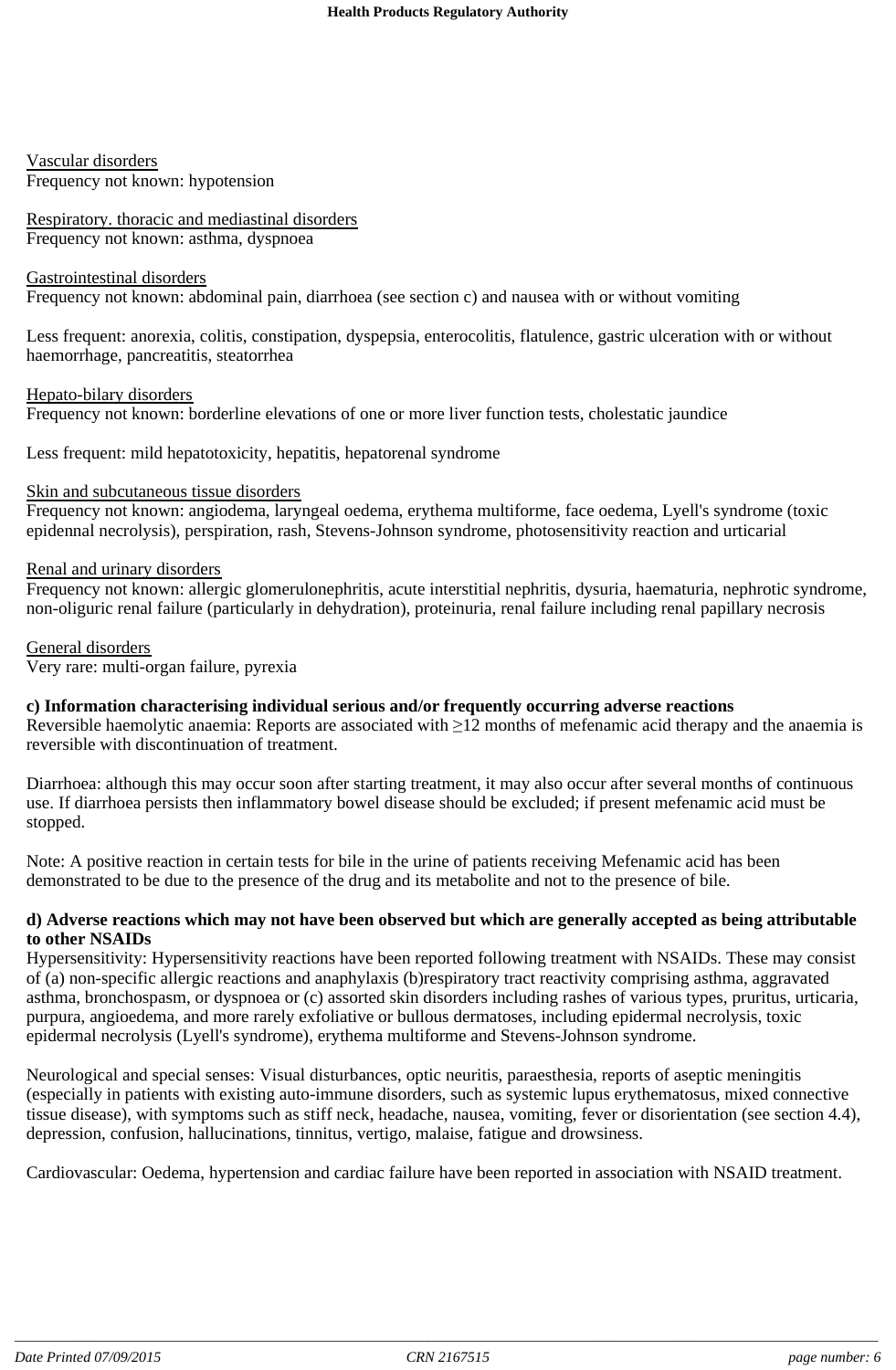Vascular disorders
Frequency not known: hypotension

Respiratory. thoracic and mediastinal disorders
Frequency not known: asthma, dyspnoea

Gastrointestinal disorders
Frequency not known: abdominal pain, diarrhoea (see section c) and nausea with or without vomiting

Less frequent: anorexia, colitis, constipation, dyspepsia, enterocolitis, flatulence, gastric ulceration with or without haemorrhage, pancreatitis, steatorrhea

Hepato-bilary disorders
Frequency not known: borderline elevations of one or more liver function tests, cholestatic jaundice

Less frequent: mild hepatotoxicity, hepatitis, hepatorenal syndrome

Skin and subcutaneous tissue disorders
Frequency not known: angiodema, laryngeal oedema, erythema multiforme, face oedema, Lyell's syndrome (toxic epidennal necrolysis), perspiration, rash, Stevens-Johnson syndrome, photosensitivity reaction and urticarial

Renal and urinary disorders
Frequency not known: allergic glomerulonephritis, acute interstitial nephritis, dysuria, haematuria, nephrotic syndrome, non-oliguric renal failure (particularly in dehydration), proteinuria, renal failure including renal papillary necrosis

General disorders
Very rare: multi-organ failure, pyrexia

**c) Information characterising individual serious and/or frequently occurring adverse reactions**
Reversible haemolytic anaemia: Reports are associated with ≥12 months of mefenamic acid therapy and the anaemia is reversible with discontinuation of treatment.

Diarrhoea: although this may occur soon after starting treatment, it may also occur after several months of continuous use. If diarrhoea persists then inflammatory bowel disease should be excluded; if present mefenamic acid must be stopped.

Note: A positive reaction in certain tests for bile in the urine of patients receiving Mefenamic acid has been demonstrated to be due to the presence of the drug and its metabolite and not to the presence of bile.

**d) Adverse reactions which may not have been observed but which are generally accepted as being attributable to other NSAIDs**
Hypersensitivity: Hypersensitivity reactions have been reported following treatment with NSAIDs. These may consist of (a) non-specific allergic reactions and anaphylaxis (b)respiratory tract reactivity comprising asthma, aggravated asthma, bronchospasm, or dyspnoea or (c) assorted skin disorders including rashes of various types, pruritus, urticaria, purpura, angioedema, and more rarely exfoliative or bullous dermatoses, including epidermal necrolysis, toxic epidermal necrolysis (Lyell's syndrome), erythema multiforme and Stevens-Johnson syndrome.

Neurological and special senses: Visual disturbances, optic neuritis, paraesthesia, reports of aseptic meningitis (especially in patients with existing auto-immune disorders, such as systemic lupus erythematosus, mixed connective tissue disease), with symptoms such as stiff neck, headache, nausea, vomiting, fever or disorientation (see section 4.4), depression, confusion, hallucinations, tinnitus, vertigo, malaise, fatigue and drowsiness.

Cardiovascular: Oedema, hypertension and cardiac failure have been reported in association with NSAID treatment.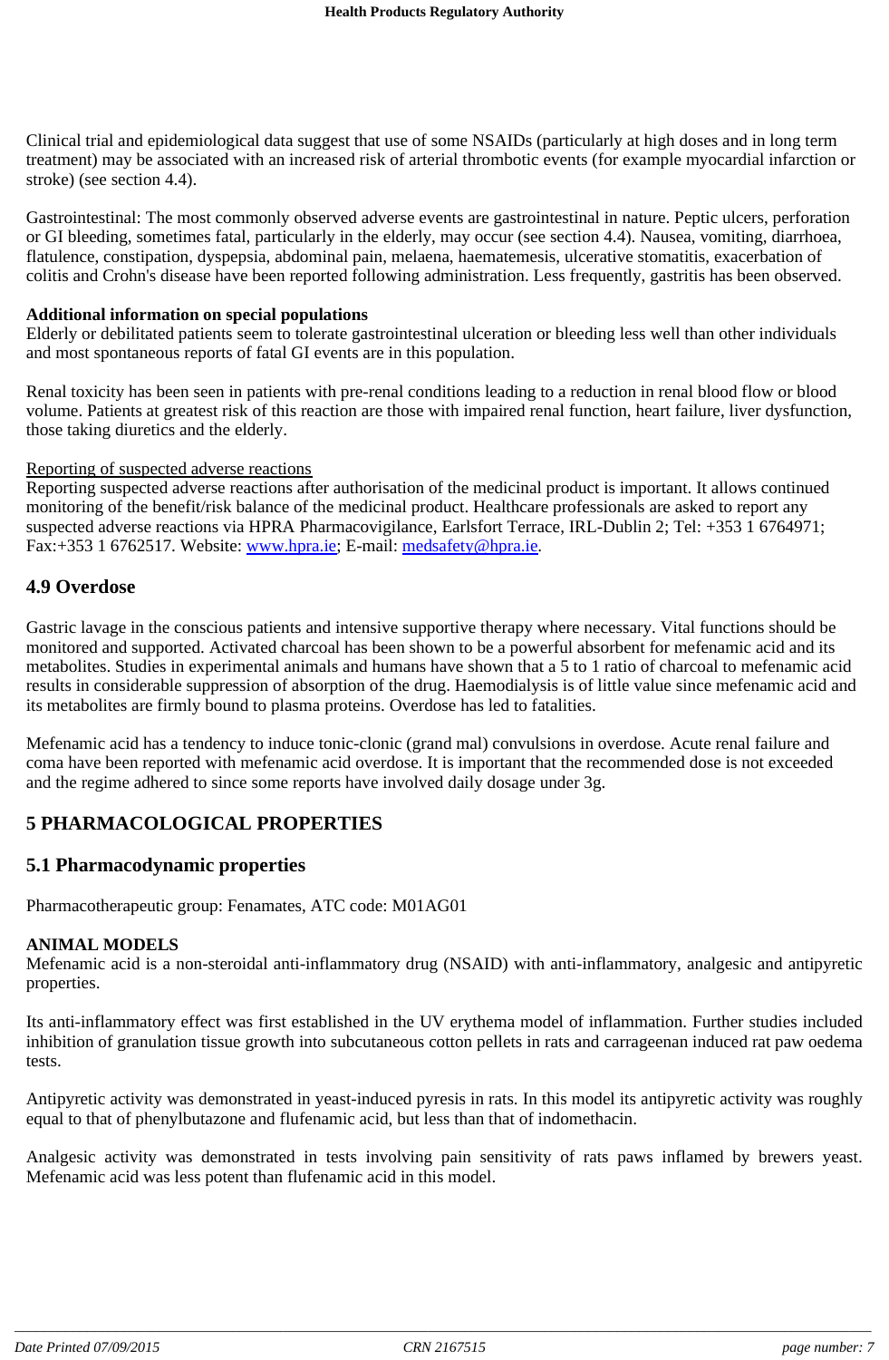Clinical trial and epidemiological data suggest that use of some NSAIDs (particularly at high doses and in long term treatment) may be associated with an increased risk of arterial thrombotic events (for example myocardial infarction or stroke) (see section 4.4).

Gastrointestinal: The most commonly observed adverse events are gastrointestinal in nature. Peptic ulcers, perforation or GI bleeding, sometimes fatal, particularly in the elderly, may occur (see section 4.4). Nausea, vomiting, diarrhoea, flatulence, constipation, dyspepsia, abdominal pain, melaena, haematemesis, ulcerative stomatitis, exacerbation of colitis and Crohn's disease have been reported following administration. Less frequently, gastritis has been observed.

**Additional information on special populations**
Elderly or debilitated patients seem to tolerate gastrointestinal ulceration or bleeding less well than other individuals and most spontaneous reports of fatal GI events are in this population.

Renal toxicity has been seen in patients with pre-renal conditions leading to a reduction in renal blood flow or blood volume. Patients at greatest risk of this reaction are those with impaired renal function, heart failure, liver dysfunction, those taking diuretics and the elderly.

Reporting of suspected adverse reactions
Reporting suspected adverse reactions after authorisation of the medicinal product is important. It allows continued monitoring of the benefit/risk balance of the medicinal product. Healthcare professionals are asked to report any suspected adverse reactions via HPRA Pharmacovigilance, Earlsfort Terrace, IRL-Dublin 2; Tel: +353 1 6764971; Fax:+353 1 6762517. Website: [www.hpra.ie](http://www.hpra.ie); E-mail: [medsafety@hpra.ie](mailto:medsafety@hpra.ie).

## 4.9 Overdose

Gastric lavage in the conscious patients and intensive supportive therapy where necessary. Vital functions should be monitored and supported. Activated charcoal has been shown to be a powerful absorbent for mefenamic acid and its metabolites. Studies in experimental animals and humans have shown that a 5 to 1 ratio of charcoal to mefenamic acid results in considerable suppression of absorption of the drug. Haemodialysis is of little value since mefenamic acid and its metabolites are firmly bound to plasma proteins. Overdose has led to fatalities.

Mefenamic acid has a tendency to induce tonic-clonic (grand mal) convulsions in overdose. Acute renal failure and coma have been reported with mefenamic acid overdose. It is important that the recommended dose is not exceeded and the regime adhered to since some reports have involved daily dosage under 3g.

# 5 PHARMACOLOGICAL PROPERTIES

## 5.1 Pharmacodynamic properties

Pharmacotherapeutic group: Fenamates, ATC code: M01AG01

**ANIMAL MODELS**
Mefenamic acid is a non-steroidal anti-inflammatory drug (NSAID) with anti-inflammatory, analgesic and antipyretic properties.

Its anti-inflammatory effect was first established in the UV erythema model of inflammation. Further studies included inhibition of granulation tissue growth into subcutaneous cotton pellets in rats and carrageenan induced rat paw oedema tests.

Antipyretic activity was demonstrated in yeast-induced pyresis in rats. In this model its antipyretic activity was roughly equal to that of phenylbutazone and flufenamic acid, but less than that of indomethacin.

Analgesic activity was demonstrated in tests involving pain sensitivity of rats paws inflamed by brewers yeast. Mefenamic acid was less potent than flufenamic acid in this model.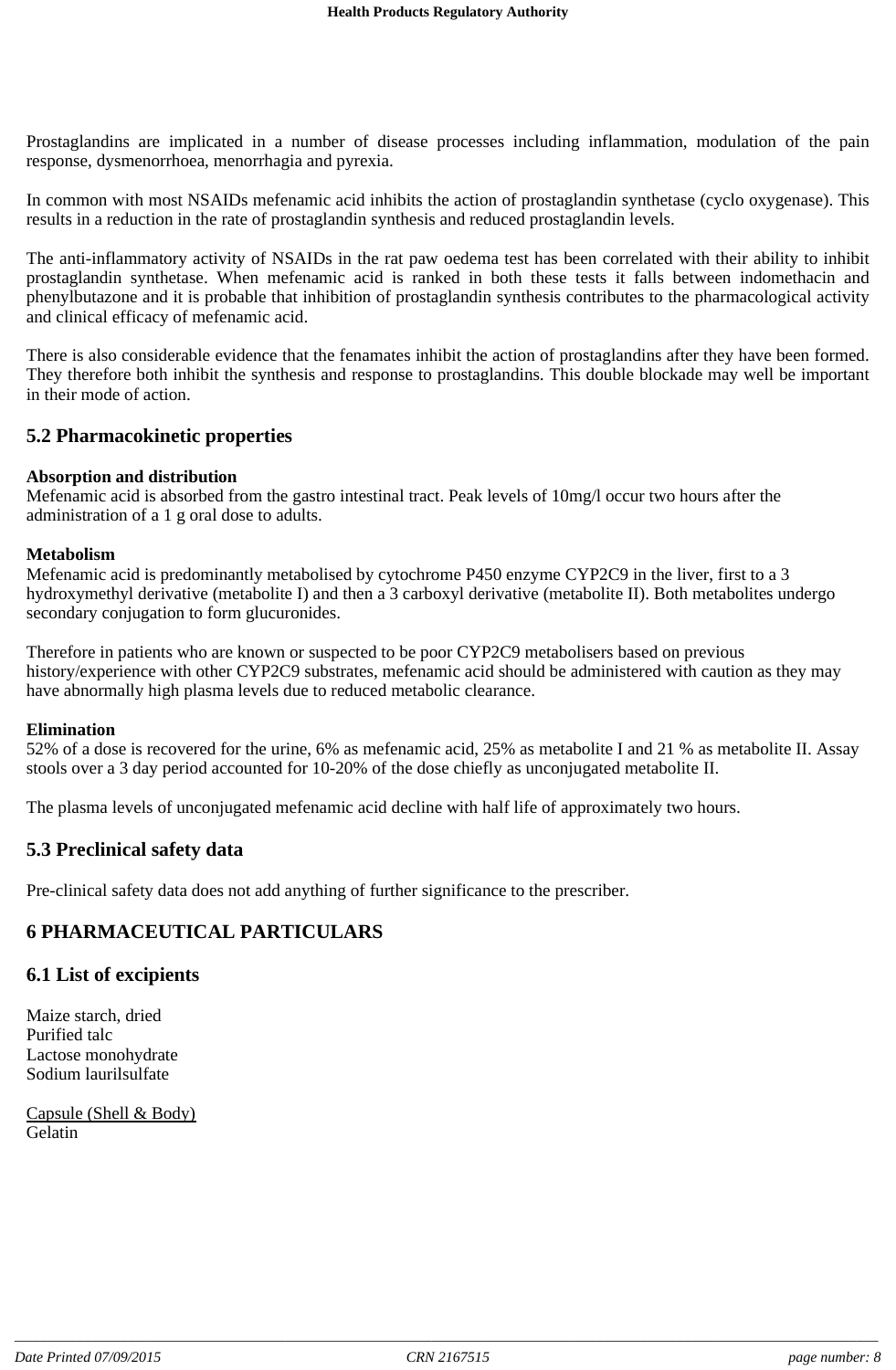Prostaglandins are implicated in a number of disease processes including inflammation, modulation of the pain response, dysmenorrhoea, menorrhagia and pyrexia.

In common with most NSAIDs mefenamic acid inhibits the action of prostaglandin synthetase (cyclo oxygenase). This results in a reduction in the rate of prostaglandin synthesis and reduced prostaglandin levels.

The anti-inflammatory activity of NSAIDs in the rat paw oedema test has been correlated with their ability to inhibit prostaglandin synthetase. When mefenamic acid is ranked in both these tests it falls between indomethacin and phenylbutazone and it is probable that inhibition of prostaglandin synthesis contributes to the pharmacological activity and clinical efficacy of mefenamic acid.

There is also considerable evidence that the fenamates inhibit the action of prostaglandins after they have been formed. They therefore both inhibit the synthesis and response to prostaglandins. This double blockade may well be important in their mode of action.

## 5.2 Pharmacokinetic properties

**Absorption and distribution**
Mefenamic acid is absorbed from the gastro intestinal tract. Peak levels of 10mg/l occur two hours after the administration of a 1 g oral dose to adults.

**Metabolism**
Mefenamic acid is predominantly metabolised by cytochrome P450 enzyme CYP2C9 in the liver, first to a 3 hydroxymethyl derivative (metabolite I) and then a 3 carboxyl derivative (metabolite II). Both metabolites undergo secondary conjugation to form glucuronides.

Therefore in patients who are known or suspected to be poor CYP2C9 metabolisers based on previous history/experience with other CYP2C9 substrates, mefenamic acid should be administered with caution as they may have abnormally high plasma levels due to reduced metabolic clearance.

**Elimination**
52% of a dose is recovered for the urine, 6% as mefenamic acid, 25% as metabolite I and 21 % as metabolite II. Assay stools over a 3 day period accounted for 10-20% of the dose chiefly as unconjugated metabolite II.

The plasma levels of unconjugated mefenamic acid decline with half life of approximately two hours.

## 5.3 Preclinical safety data

Pre-clinical safety data does not add anything of further significance to the prescriber.

# 6 PHARMACEUTICAL PARTICULARS

## 6.1 List of excipients

Maize starch, dried
Purified talc
Lactose monohydrate
Sodium laurilsulfate

Capsule (Shell & Body)
Gelatin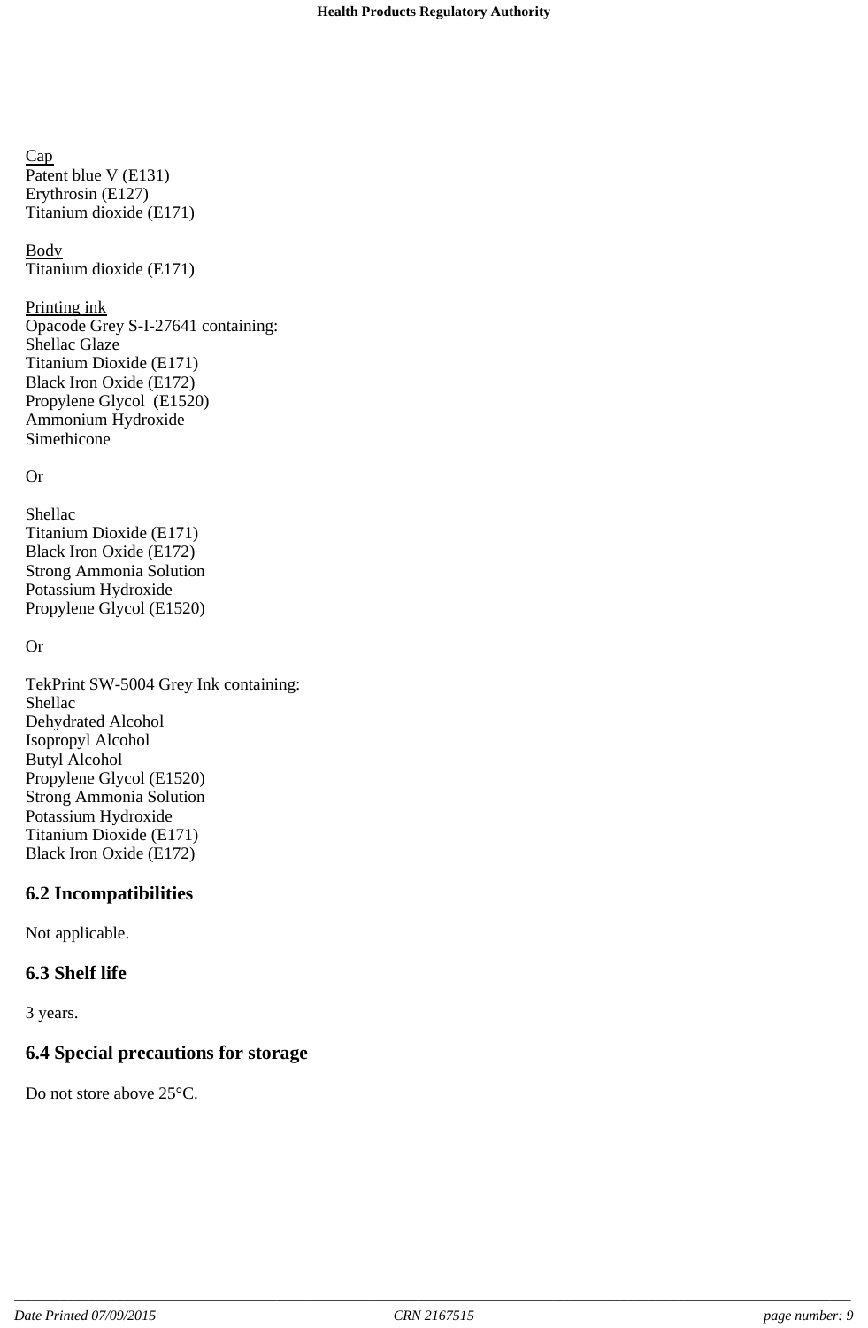<u>Cap</u>
Patent blue V (E131)
Erythrosin (E127)
Titanium dioxide (E171)

<u>Body</u>
Titanium dioxide (E171)

<u>Printing ink</u>
Opacode Grey S-I-27641 containing:
Shellac Glaze
Titanium Dioxide (E171)
Black Iron Oxide (E172)
Propylene Glycol (E1520)
Ammonium Hydroxide
Simethicone

Or

Shellac
Titanium Dioxide (E171)
Black Iron Oxide (E172)
Strong Ammonia Solution
Potassium Hydroxide
Propylene Glycol (E1520)

Or

TekPrint SW-5004 Grey Ink containing:
Shellac
Dehydrated Alcohol
Isopropyl Alcohol
Butyl Alcohol
Propylene Glycol (E1520)
Strong Ammonia Solution
Potassium Hydroxide
Titanium Dioxide (E171)
Black Iron Oxide (E172)

## 6.2 Incompatibilities

Not applicable.

## 6.3 Shelf life

3 years.

## 6.4 Special precautions for storage

Do not store above 25°C.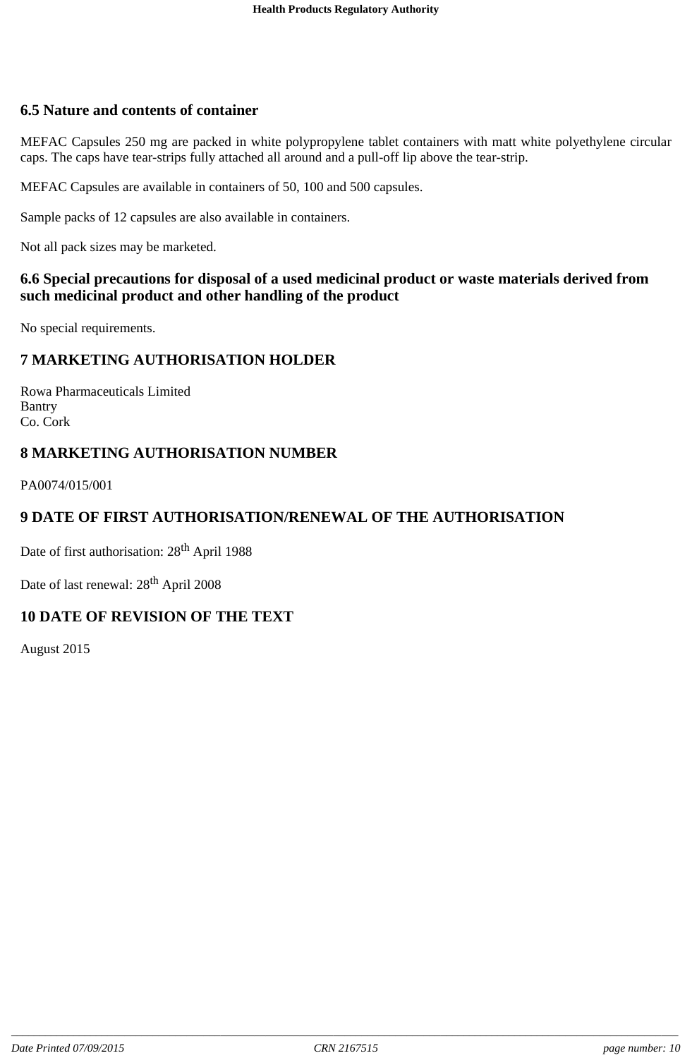## 6.5 Nature and contents of container

MEFAC Capsules 250 mg are packed in white polypropylene tablet containers with matt white polyethylene circular caps. The caps have tear-strips fully attached all around and a pull-off lip above the tear-strip.

MEFAC Capsules are available in containers of 50, 100 and 500 capsules.

Sample packs of 12 capsules are also available in containers.

Not all pack sizes may be marketed.

## 6.6 Special precautions for disposal of a used medicinal product or waste materials derived from such medicinal product and other handling of the product

No special requirements.

# 7 MARKETING AUTHORISATION HOLDER

Rowa Pharmaceuticals Limited
Bantry
Co. Cork

# 8 MARKETING AUTHORISATION NUMBER

PA0074/015/001

# 9 DATE OF FIRST AUTHORISATION/RENEWAL OF THE AUTHORISATION

Date of first authorisation: 28th April 1988

Date of last renewal: 28th April 2008

# 10 DATE OF REVISION OF THE TEXT

August 2015